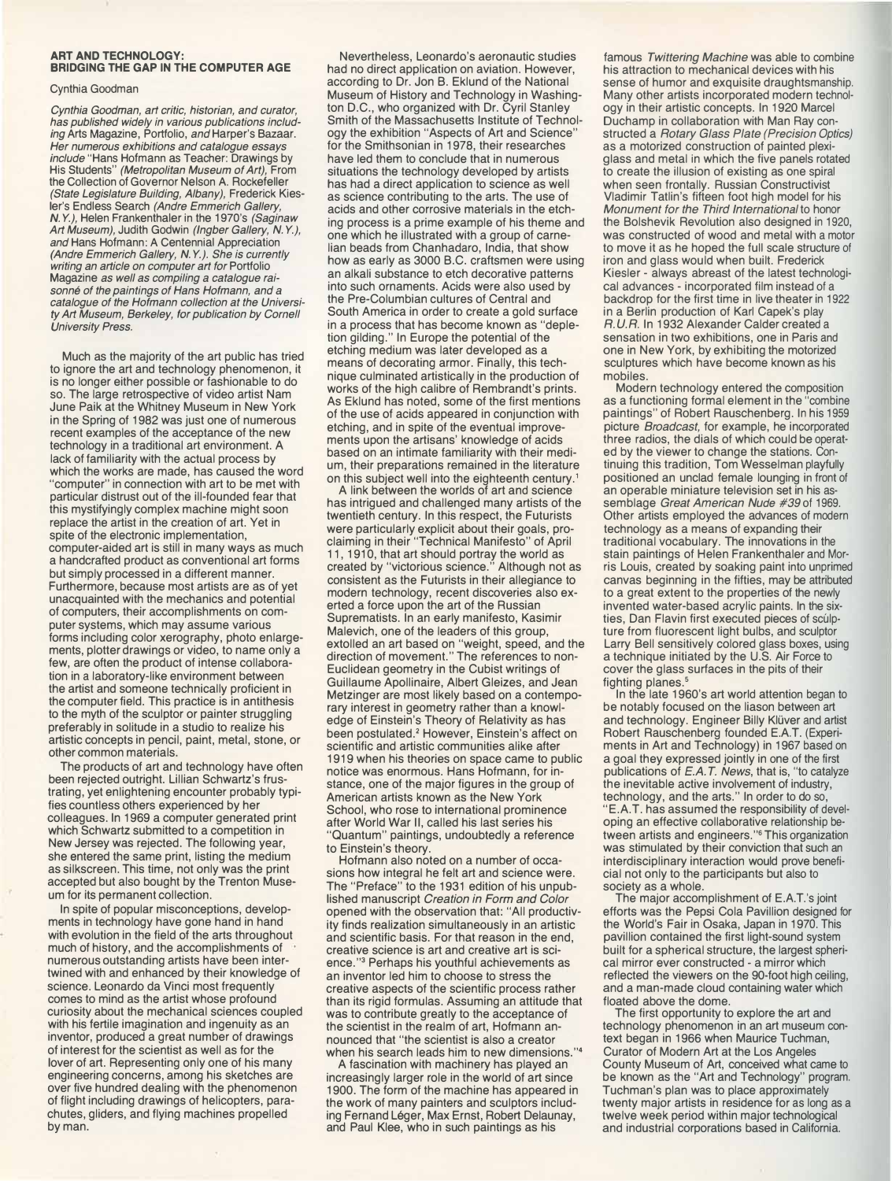## ART AND TECHNOLOGY: BRIDGING THE GAP IN THE COMPUTER AGE

Cynthia Goodman

*Cynthia Goodman, art critic, historian, and curator, has published widely in various publications including* Arts Magazine, Portfolio, *and* Harper's Bazaar. *Her numerous exhibitions and catalogue essays include* "Hans Hofmann as Teacher: Drawings by His Students" *(Metropolitan Museum of Art),* From the Collection of Governor Nelson A. Rockefeller *(State Legislature Building, Albany),* Frederick Kiesler's Endless Search *(Andre Emmerich Gallery, N.Y.),* Helen Frankenthaler in the 1970's *(Saginaw Art Museum),* Judith Godwin *(Ingber Gallery, N.Y.), and* Hans Hofmann: A Centennial Appreciation *(Andre Emmerich Gallery, N.Y.). She is currently writing an article on computer art for* Portfolio Magazine *as well as compiling a catalogue raisonné of the paintings of Hans Hofmann, and a catalogue of the Hofmann collection at the University Art Museum, Berkeley, for publication by Cornell University Press.*

Much as the majority of the art public has tried to ignore the art and technology phenomenon, it is no longer either possible or fashionable to do so. The large retrospective of video artist Nam June Paik at the Whitney Museum in New York in the Spring of 1982 was just one of numerous recent examples of the acceptance of the new technology in a traditional art environment. A lack of familiarity with the actual process by which the works are made, has caused the word "computer" in connection with art to be met with particular distrust out of the ill-founded fear that this mystifyingly complex machine might soon replace the artist in the creation of art. Yet in spite of the electronic implementation, computer-aided art is still in many ways as much a handcrafted product as conventional art forms but simply processed in a different manner. Furthermore, because most artists are as of yet unacquainted with the mechanics and potential of computers, their accomplishments on computer systems, which may assume various forms including color xerography, photo enlargements, plotter drawings or video, to name only a few, are often the product of intense collaboration in a laboratory-like environment between the artist and someone technically proficient in the computer field. This practice is in antithesis to the myth of the sculptor or painter struggling preferably in solitude in a studio to realize his artistic concepts in pencil, paint, metal, stone, or other common materials.

The products of art and technology have often been rejected outright. Lillian Schwartz's frustrating, yet enlightening encounter probably typifies countless others experienced by her colleagues. In 1969 a computer generated print which Schwartz submitted to a competition in New Jersey was rejected. The following year, she entered the same print, listing the medium as silkscreen. This time, not only was the print accepted but also bought by the Trenton Museum for its permanent collection.

In spite of popular misconceptions, developments in technology have gone hand in hand with evolution in the field of the arts throughout much of history, and the accomplishments of numerous outstanding artists have been intertwined with and enhanced by their knowledge of science. Leonardo da Vinci most frequently comes to mind as the artist whose profound curiosity about the mechanical sciences coupled with his fertile imagination and ingenuity as an inventor, produced a great number of drawings of interest for the scientist as well as for the lover of art. Representing only one of his many engineering concerns, among his sketches are over five hundred dealing with the phenomenon of flight including drawings of helicopters, parachutes, gliders, and flying machines propelled by man.

Nevertheless, Leonardo's aeronautic studies had no direct application on aviation. However, according to Dr. Jon B. Eklund of the National Museum of History and Technology in Washington D.C., who organized with Dr. Cyril Stanley Smith of the Massachusetts Institute of Technology the exhibition "Aspects of Art and Science" for the Smithsonian in 1978, their researches have led them to conclude that in numerous situations the technology developed by artists has had a direct application to science as well as science contributing to the arts. The use of acids and other corrosive materials in the etching process is a prime example of his theme and one which he illustrated with a group of carnelian beads from Chanhadaro, India, that show how as early as 3000 B.C. craftsmen were using an alkali substance to etch decorative patterns into such ornaments. Acids were also used by the Pre-Columbian cultures of Central and South America in order to create a gold surface in a process that has become known as "depletion gilding." In Europe the potential of the etching medium was later developed as a means of decorating armor. Finally, this technique culminated artistically in the production of works of the high calibre of Rembrandt's prints. As Eklund has noted, some of the first mentions of the use of acids appeared in conjunction with etching, and in spite of the eventual improvements upon the artisans' knowledge of acids based on an intimate familiarity with their medium, their preparations remained in the literature on this subject well into the eighteenth century.[1]

A link between the worlds of art and science has intrigued and challenged many artists of the twentieth century. In this respect, the Futurists were particularly explicit about their goals, proclaiming in their "Technical Manifesto" of April 11, 1910, that art should portray the world as created by "victorious science." Although not as consistent as the Futurists in their allegiance to modern technology, recent discoveries also exerted a force upon the art of the Russian Suprematists. In an early manifesto, Kasimir Malevich, one of the leaders of this group, extolled an art based on "weight, speed, and the direction of movement." The references to non-Euclidean geometry in the Cubist writings of Guillaume Apollinaire, Albert Gleizes, and Jean Metzinger are most likely based on a contemporary interest in geometry rather than a knowledge of Einstein's Theory of Relativity as has been postulated.[2] However, Einstein's affect on scientific and artistic communities alike after 1919 when his theories on space came to public notice was enormous. Hans Hofmann, for instance, one of the major figures in the group of American artists known as the New York School, who rose to international prominence after World War II, called his last series his "Quantum" paintings, undoubtedly a reference to Einstein's theory.

Hofmann also noted on a number of occasions how integral he felt art and science were. The "Preface" to the 1931 edition of his unpublished manuscript *Creation in Form and Color* opened with the observation that: "All productivity finds realization simultaneously in an artistic and scientific basis. For that reason in the end, creative science is art and creative art is science."[3] Perhaps his youthful achievements as an inventor led him to choose to stress the creative aspects of the scientific process rather than its rigid formulas. Assuming an attitude that was to contribute greatly to the acceptance of the scientist in the realm of art, Hofmann announced that "the scientist is also a creator when his search leads him to new dimensions."[4]

A fascination with machinery has played an increasingly larger role in the world of art since 1900. The form of the machine has appeared in the work of many painters and sculptors including Fernand Léger, Max Ernst, Robert Delaunay, and Paul Klee, who in such paintings as his famous *Twittering Machine* was able to combine his attraction to mechanical devices with his sense of humor and exquisite draughtsmanship. Many other artists incorporated modern technology in their artistic concepts. In 1920 Marcel Duchamp in collaboration with Man Ray constructed a *Rotary Glass Plate (Precision Optics)* as a motorized construction of painted plexiglass and metal in which the five panels rotated to create the illusion of existing as one spiral when seen frontally. Russian Constructivist Vladimir Tatlin's fifteen foot high model for his *Monument for the Third International* to honor the Bolshevik Revolution also designed in 1920, was constructed of wood and metal with a motor to move it as he hoped the full scale structure of iron and glass would when built. Frederick Kiesler - always abreast of the latest technological advances - incorporated film instead of a backdrop for the first time in live theater in 1922 in a Berlin production of Karl Capek's play *R.U.R.* In 1932 Alexander Calder created a sensation in two exhibitions, one in Paris and one in New York, by exhibiting the motorized sculptures which have become known as his mobiles.

Modern technology entered the composition as a functioning formal element in the "combine paintings" of Robert Rauschenberg. In his 1959 picture *Broadcast*, for example, he incorporated three radios, the dials of which could be operated by the viewer to change the stations. Continuing this tradition, Tom Wesselman playfully positioned an unclad female lounging in front of an operable miniature television set in his assemblage *Great American Nude #39* of 1969. Other artists employed the advances of modern technology as a means of expanding their traditional vocabulary. The innovations in the stain paintings of Helen Frankenthaler and Morris Louis, created by soaking paint into unprimed canvas beginning in the fifties, may be attributed to a great extent to the properties of the newly invented water-based acrylic paints. In the sixties, Dan Flavin first executed pieces of sculpture from fluorescent light bulbs, and sculptor Larry Bell sensitively colored glass boxes, using a technique initiated by the U.S. Air Force to cover the glass surfaces in the pits of their fighting planes.[5]

In the late 1960's art world attention began to be notably focused on the liason between art and technology. Engineer Billy Klüver and artist Robert Rauschenberg founded E.A.T. (Experiments in Art and Technology) in 1967 based on a goal they expressed jointly in one of the first publications of *E.A.T. News*, that is, "to catalyze the inevitable active involvement of industry, technology, and the arts." In order to do so, "E.A.T. has assumed the responsibility of developing an effective collaborative relationship between artists and engineers."[6] This organization was stimulated by their conviction that such an interdisciplinary interaction would prove beneficial not only to the participants but also to society as a whole.

The major accomplishment of E.A.T.'s joint efforts was the Pepsi Cola Pavillion designed for the World's Fair in Osaka, Japan in 1970. This pavillion contained the first light-sound system built for a spherical structure, the largest spherical mirror ever constructed - a mirror which reflected the viewers on the 90-foot high ceiling, and a man-made cloud containing water which floated above the dome.

The first opportunity to explore the art and technology phenomenon in an art museum context began in 1966 when Maurice Tuchman, Curator of Modern Art at the Los Angeles County Museum of Art, conceived what came to be known as the "Art and Technology" program. Tuchman's plan was to place approximately twenty major artists in residence for as long as a twelve week period within major technological and industrial corporations based in California.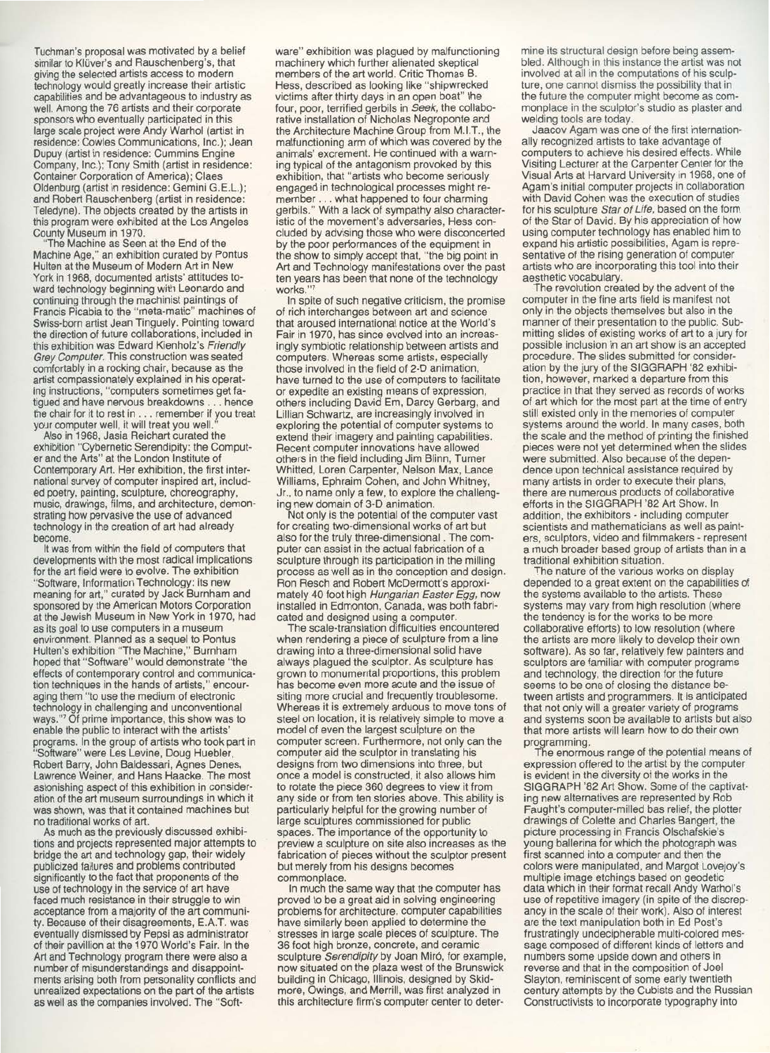Tuchman's proposal was motivated by a belief similar to Klüver's and Rauschenberg's, that giving the selected artists access to modern technology would greatly increase their artistic capabilities and be advantageous to industry as well. Among the 76 artists and their corporate sponsors who eventually participated in this large scale project were Andy Warhol (artist in residence: Cowles Communications, Inc.); Jean Dupuy (artist in residence: Cummins Engine Company, Inc.); Tony Smith (artist in residence: Container Corporation of America); Claes Oldenburg (artist in residence: Gemini G.E.L.); and Robert Rauschenberg (artist in residence: Teledyne). The objects created by the artists in this program were exhibited at the Los Angeles County Museum in 1970.

"The Machine as Seen at the End of the Machine Age," an exhibition curated by Pontus Hulten at the Museum of Modern Art in New York in 1968, documented artists' attitudes toward technology beginning with Leonardo and continuing through the machinist paintings of Francis Picabia to the "meta-matic" machines of Swiss-born artist Jean Tinguely. Pointing toward the direction of future collaborations, included in this exhibition was Edward Kienholz's *Friendly Grey Computer*. This construction was seated comfortably in a rocking chair, because as the artist compassionately explained in his operating instructions, "computers sometimes get fatigued and have nervous breakdowns . . . hence the chair for it to rest in . . . remember if you treat your computer well, it will treat you well."

Also in 1968, Jasia Reichart curated the exhibition "Cybernetic Serendipity: the Computer and the Arts" at the London Institute of Contemporary Art. Her exhibition, the first international survey of computer inspired art, included poetry, painting, sculpture, choreography, music, drawings, films, and architecture, demonstrating how pervasive the use of advanced technology in the creation of art had already become.

It was from within the field of computers that developments with the most radical implications for the art field were to evolve. The exhibition "Software, Information Technology: its new meaning for art," curated by Jack Burnham and sponsored by the American Motors Corporation at the Jewish Museum in New York in 1970, had as its goal to use computers in a museum environment. Planned as a sequel to Pontus Hulten's exhibition "The Machine," Burnham hoped that "Software" would demonstrate "the effects of contemporary control and communication techniques in the hands of artists," encouraging them "to use the medium of electronic technology in challenging and unconventional ways."[7] Of prime importance, this show was to enable the public to interact with the artists' programs. In the group of artists who took part in "Software" were Les Levine, Doug Huebler, Robert Barry, John Baldessari, Agnes Denes, Lawrence Weiner, and Hans Haacke. The most astonishing aspect of this exhibition in consideration of the art museum surroundings in which it was shown, was that it contained machines but no traditional works of art.

As much as the previously discussed exhibitions and projects represented major attempts to bridge the art and technology gap, their widely publicized failures and problems contributed significantly to the fact that proponents of the use of technology in the service of art have faced much resistance in their struggle to win acceptance from a majority of the art community. Because of their disagreements, E.A.T. was eventually dismissed by Pepsi as administrator of their pavillion at the 1970 World's Fair. In the Art and Technology program there were also a number of misunderstandings and disappointments arising both from personality conflicts and unrealized expectations on the part of the artists as well as the companies involved. The "Software" exhibition was plagued by malfunctioning machinery which further alienated skeptical members of the art world. Critic Thomas B. Hess, described as looking like "shipwrecked victims after thirty days in an open boat" the four, poor, terrified gerbils in *Seek*, the collaborative installation of Nicholas Negroponte and the Architecture Machine Group from M.I.T., the malfunctioning arm of which was covered by the animals' excrement. He continued with a warning typical of the antagonism provoked by this exhibition, that "artists who become seriously engaged in technological processes might remember . . . what happened to four charming gerbils." With a lack of sympathy also characteristic of the movement's adversaries, Hess concluded by advising those who were disconcerted by the poor performances of the equipment in the show to simply accept that, "the big point in Art and Technology manifestations over the past ten years has been that none of the technology works."[7]

In spite of such negative criticism, the promise of rich interchanges between art and science that aroused international notice at the World's Fair in 1970, has since evolved into an increasingly symbiotic relationship between artists and computers. Whereas some artists, especially those involved in the field of 2-D animation, have turned to the use of computers to facilitate or expedite an existing means of expression, others including David Em, Darcy Gerbarg, and Lillian Schwartz, are increasingly involved in exploring the potential of computer systems to extend their imagery and painting capabilities. Recent computer innovations have allowed others in the field including Jim Blinn, Turner Whitted, Loren Carpenter, Nelson Max, Lance Williams, Ephraim Cohen, and John Whitney, Jr., to name only a few, to explore the challenging new domain of 3-D animation.

Not only is the potential of the computer vast for creating two-dimensional works of art but also for the truly three-dimensional. The computer can assist in the actual fabrication of a sculpture through its participation in the milling process as well as in the conception and design. Ron Resch and Robert McDermott's approximately 40 foot high *Hungarian Easter Egg*, now installed in Edmonton, Canada, was both fabricated and designed using a computer.

The scale-translation difficulties encountered when rendering a piece of sculpture from a line drawing into a three-dimensional solid have always plagued the sculptor. As sculpture has grown to monumental proportions, this problem has become even more acute and the issue of siting more crucial and frequently troublesome. Whereas it is extremely arduous to move tons of steel on location, it is relatively simple to move a model of even the largest sculpture on the computer screen. Furthermore, not only can the computer aid the sculptor in translating his designs from two dimensions into three, but once a model is constructed, it also allows him to rotate the piece 360 degrees to view it from any side or from ten stories above. This ability is particularly helpful for the growing number of large sculptures commissioned for public spaces. The importance of the opportunity to preview a sculpture on site also increases as the fabrication of pieces without the sculptor present but merely from his designs becomes commonplace.

In much the same way that the computer has proved to be a great aid in solving engineering problems for architecture, computer capabilities have similarly been applied to determine the stresses in large scale pieces of sculpture. The 36 foot high bronze, concrete, and ceramic sculpture *Serendipity* by Joan Miró, for example, now situated on the plaza west of the Brunswick building in Chicago, Illinois, designed by Skidmore, Owings, and Merrill, was first analyzed in this architecture firm's computer center to determine its structural design before being assembled. Although in this instance the artist was not involved at all in the computations of his sculpture, one cannot dismiss the possibility that in the future the computer might become as commonplace in the sculptor's studio as plaster and welding tools are today.

Jaacov Agam was one of the first internationally recognized artists to take advantage of computers to achieve his desired effects. While Visiting Lecturer at the Carpenter Center for the Visual Arts at Harvard University in 1968, one of Agam's initial computer projects in collaboration with David Cohen was the execution of studies for his sculpture *Star of Life*, based on the form of the Star of David. By his appreciation of how using computer technology has enabled him to expand his artistic possibilities, Agam is representative of the rising generation of computer artists who are incorporating this tool into their aesthetic vocabulary.

The revolution created by the advent of the computer in the fine arts field is manifest not only in the objects themselves but also in the manner of their presentation to the public. Submitting slides of existing works of art to a jury for possible inclusion in an art show is an accepted procedure. The slides submitted for consideration by the jury of the SIGGRAPH '82 exhibition, however, marked a departure from this practice in that they served as records of works of art which for the most part at the time of entry still existed only in the memories of computer systems around the world. In many cases, both the scale and the method of printing the finished pieces were not yet determined when the slides were submitted. Also because of the dependence upon technical assistance required by many artists in order to execute their plans, there are numerous products of collaborative efforts in the SIGGRAPH '82 Art Show. In addition, the exhibitors - including computer scientists and mathematicians as well as painters, sculptors, video and filmmakers - represent a much broader based group of artists than in a traditional exhibition situation.

The nature of the various works on display depended to a great extent on the capabilities of the systems available to the artists. These systems may vary from high resolution (where the tendency is for the works to be more collaborative efforts) to low resolution (where the artists are more likely to develop their own software). As so far, relatively few painters and sculptors are familiar with computer programs and technology, the direction for the future seems to be one of closing the distance between artists and programmers. It is anticipated that not only will a greater variety of programs and systems soon be available to artists but also that more artists will learn how to do their own programming.

The enormous range of the potential means of expression offered to the artist by the computer is evident in the diversity of the works in the SIGGRAPH '82 Art Show. Some of the captivating new alternatives are represented by Rob Faught's computer-milled bas relief, the plotter drawings of Colette and Charles Bangert, the picture processing in Francis Olschafskie's young ballerina for which the photograph was first scanned into a computer and then the colors were manipulated, and Margot Lovejoy's multiple image etchings based on geodetic data which in their format recall Andy Warhol's use of repetitive imagery (in spite of the discrepancy in the scale of their work). Also of interest are the text manipulation both in Ed Post's frustratingly undecipherable multi-colored message composed of different kinds of letters and numbers some upside down and others in reverse and that in the composition of Joel Slayton, reminiscent of some early twentieth century attempts by the Cubists and the Russian Constructivists to incorporate typography into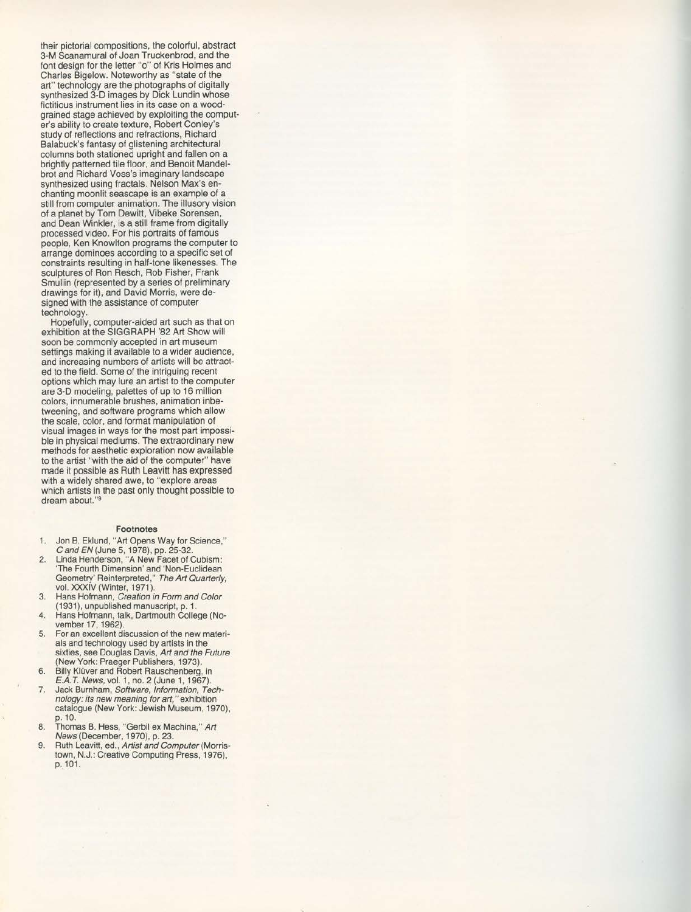their pictorial compositions, the colorful, abstract 3-M Scanamural of Joan Truckenbrod, and the font design for the letter "o" of Kris Holmes and Charles Bigelow. Noteworthy as "state of the art" technology are the photographs of digitally synthesized 3-D images by Dick Lundin whose fictitious instrument lies in its case on a wood-grained stage achieved by exploiting the computer's ability to create texture, Robert Conley's study of reflections and refractions, Richard Balabuck's fantasy of glistening architectural columns both stationed upright and fallen on a brightly patterned tile floor, and Benoit Mandelbrot and Richard Voss's imaginary landscape synthesized using fractals. Nelson Max's enchanting moonlit seascape is an example of a still from computer animation. The illusory vision of a planet by Tom Dewitt, Vibeke Sorensen, and Dean Winkler, is a still frame from digitally processed video. For his portraits of famous people, Ken Knowlton programs the computer to arrange dominoes according to a specific set of constraints resulting in half-tone likenesses. The sculptures of Ron Resch, Rob Fisher, Frank Smullin (represented by a series of preliminary drawings for it), and David Morris, were designed with the assistance of computer technology.

Hopefully, computer-aided art such as that on exhibition at the SIGGRAPH '82 Art Show will soon be commonly accepted in art museum settings making it available to a wider audience, and increasing numbers of artists will be attracted to the field. Some of the intriguing recent options which may lure an artist to the computer are 3-D modeling, palettes of up to 16 million colors, innumerable brushes, animation inbetweening, and software programs which allow the scale, color, and format manipulation of visual images in ways for the most part impossible in physical mediums. The extraordinary new methods for aesthetic exploration now available to the artist "with the aid of the computer" have made it possible as Ruth Leavitt has expressed with a widely shared awe, to "explore areas which artists in the past only thought possible to dream about."[9]

#### Footnotes

1. Jon B. Eklund, "Art Opens Way for Science," *C and EN* (June 5, 1978), pp. 25-32.
2. Linda Henderson, "A New Facet of Cubism: 'The Fourth Dimension' and 'Non-Euclidean Geometry' Reinterpreted," *The Art Quarterly*, vol. XXXIV (Winter, 1971).
3. Hans Hofmann, *Creation in Form and Color* (1931), unpublished manuscript, p. 1.
4. Hans Hofmann, talk, Dartmouth College (November 17, 1962).
5. For an excellent discussion of the new materials and technology used by artists in the sixties, see Douglas Davis, *Art and the Future* (New York: Praeger Publishers, 1973).
6. Billy Klüver and Robert Rauschenberg, in *E.A.T. News*, vol. 1, no. 2 (June 1, 1967).
7. Jack Burnham, *Software, Information, Technology: its new meaning for art,"* exhibition catalogue (New York: Jewish Museum, 1970), p. 10.
8. Thomas B. Hess, "Gerbil ex Machina," *Art News* (December, 1970), p. 23.
9. Ruth Leavitt, ed., *Artist and Computer* (Morristown, N.J.: Creative Computing Press, 1976), p. 101.